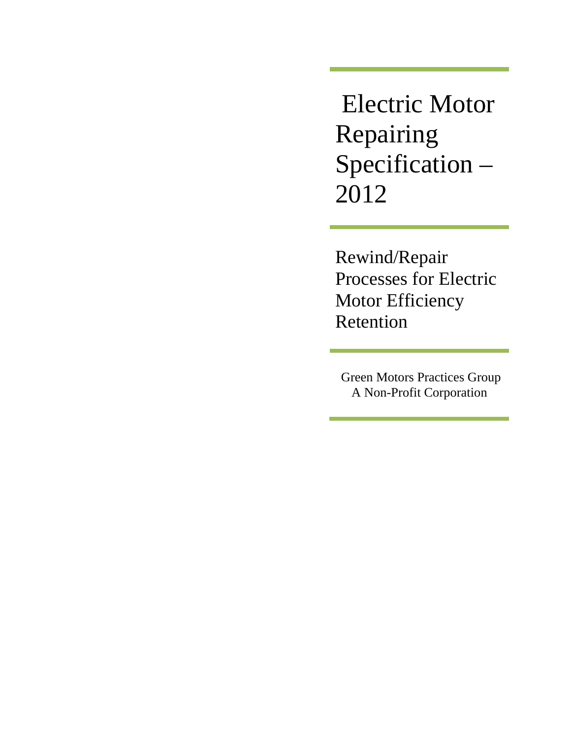# Electric Motor Repairing Specification – 2012

## Rewind/Repair Processes for Electric Motor Efficiency Retention

Green Motors Practices Group
A Non-Profit Corporation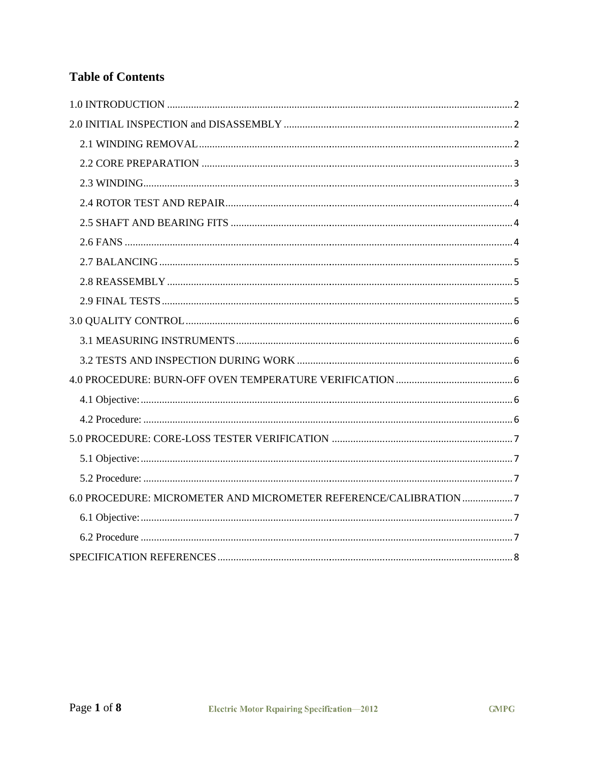# Table of Contents

1.0 INTRODUCTION ........ 2

2.0 INITIAL INSPECTION and DISASSEMBLY ........ 2

- 2.1 WINDING REMOVAL ........ 2
- 2.2 CORE PREPARATION ........ 3
- 2.3 WINDING ........ 3
- 2.4 ROTOR TEST AND REPAIR ........ 4
- 2.5 SHAFT AND BEARING FITS ........ 4
- 2.6 FANS ........ 4
- 2.7 BALANCING ........ 5
- 2.8 REASSEMBLY ........ 5
- 2.9 FINAL TESTS ........ 5

3.0 QUALITY CONTROL ........ 6

- 3.1 MEASURING INSTRUMENTS ........ 6
- 3.2 TESTS AND INSPECTION DURING WORK ........ 6

4.0 PROCEDURE: BURN-OFF OVEN TEMPERATURE VERIFICATION ........ 6

- 4.1 Objective: ........ 6
- 4.2 Procedure: ........ 6

5.0 PROCEDURE: CORE-LOSS TESTER VERIFICATION ........ 7

- 5.1 Objective: ........ 7
- 5.2 Procedure: ........ 7

6.0 PROCEDURE: MICROMETER AND MICROMETER REFERENCE/CALIBRATION ........ 7

- 6.1 Objective: ........ 7
- 6.2 Procedure ........ 7

SPECIFICATION REFERENCES ........ 8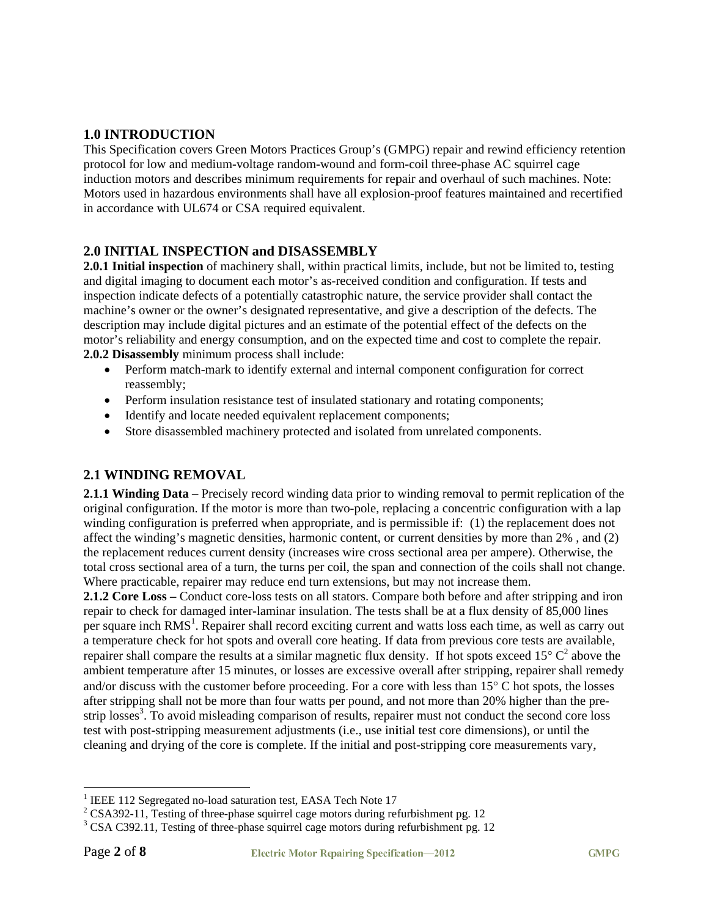## 1.0 INTRODUCTION

This Specification covers Green Motors Practices Group's (GMPG) repair and rewind efficiency retention protocol for low and medium-voltage random-wound and form-coil three-phase AC squirrel cage induction motors and describes minimum requirements for repair and overhaul of such machines. Note: Motors used in hazardous environments shall have all explosion-proof features maintained and recertified in accordance with UL674 or CSA required equivalent.

## 2.0 INITIAL INSPECTION and DISASSEMBLY

**2.0.1 Initial inspection** of machinery shall, within practical limits, include, but not be limited to, testing and digital imaging to document each motor's as-received condition and configuration. If tests and inspection indicate defects of a potentially catastrophic nature, the service provider shall contact the machine's owner or the owner's designated representative, and give a description of the defects. The description may include digital pictures and an estimate of the potential effect of the defects on the motor's reliability and energy consumption, and on the expected time and cost to complete the repair.

**2.0.2 Disassembly** minimum process shall include:

- Perform match-mark to identify external and internal component configuration for correct reassembly;
- Perform insulation resistance test of insulated stationary and rotating components;
- Identify and locate needed equivalent replacement components;
- Store disassembled machinery protected and isolated from unrelated components.

## 2.1 WINDING REMOVAL

**2.1.1 Winding Data –** Precisely record winding data prior to winding removal to permit replication of the original configuration. If the motor is more than two-pole, replacing a concentric configuration with a lap winding configuration is preferred when appropriate, and is permissible if: (1) the replacement does not affect the winding's magnetic densities, harmonic content, or current densities by more than 2% , and (2) the replacement reduces current density (increases wire cross sectional area per ampere). Otherwise, the total cross sectional area of a turn, the turns per coil, the span and connection of the coils shall not change. Where practicable, repairer may reduce end turn extensions, but may not increase them.

**2.1.2 Core Loss –** Conduct core-loss tests on all stators. Compare both before and after stripping and iron repair to check for damaged inter-laminar insulation. The tests shall be at a flux density of 85,000 lines per square inch RMS[1]. Repairer shall record exciting current and watts loss each time, as well as carry out a temperature check for hot spots and overall core heating. If data from previous core tests are available, repairer shall compare the results at a similar magnetic flux density. If hot spots exceed 15° C[2] above the ambient temperature after 15 minutes, or losses are excessive overall after stripping, repairer shall remedy and/or discuss with the customer before proceeding. For a core with less than 15° C hot spots, the losses after stripping shall not be more than four watts per pound, and not more than 20% higher than the pre-strip losses[3]. To avoid misleading comparison of results, repairer must not conduct the second core loss test with post-stripping measurement adjustments (i.e., use initial test core dimensions), or until the cleaning and drying of the core is complete. If the initial and post-stripping core measurements vary,

[1] IEEE 112 Segregated no-load saturation test, EASA Tech Note 17

[2] CSA392-11, Testing of three-phase squirrel cage motors during refurbishment pg. 12

[3] CSA C392.11, Testing of three-phase squirrel cage motors during refurbishment pg. 12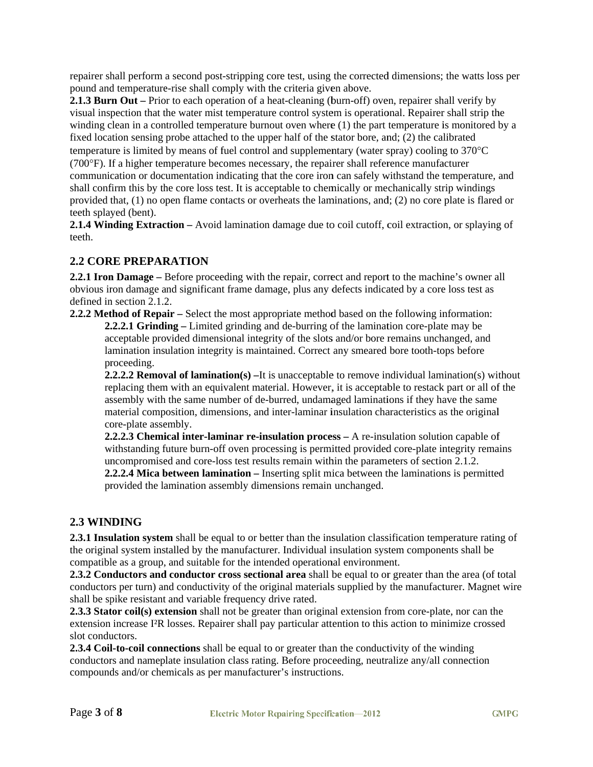repairer shall perform a second post-stripping core test, using the corrected dimensions; the watts loss per pound and temperature-rise shall comply with the criteria given above.

**2.1.3 Burn Out –** Prior to each operation of a heat-cleaning (burn-off) oven, repairer shall verify by visual inspection that the water mist temperature control system is operational. Repairer shall strip the winding clean in a controlled temperature burnout oven where (1) the part temperature is monitored by a fixed location sensing probe attached to the upper half of the stator bore, and; (2) the calibrated temperature is limited by means of fuel control and supplementary (water spray) cooling to 370°C (700°F). If a higher temperature becomes necessary, the repairer shall reference manufacturer communication or documentation indicating that the core iron can safely withstand the temperature, and shall confirm this by the core loss test. It is acceptable to chemically or mechanically strip windings provided that, (1) no open flame contacts or overheats the laminations, and; (2) no core plate is flared or teeth splayed (bent).

**2.1.4 Winding Extraction –** Avoid lamination damage due to coil cutoff, coil extraction, or splaying of teeth.

## 2.2 CORE PREPARATION

**2.2.1 Iron Damage –** Before proceeding with the repair, correct and report to the machine's owner all obvious iron damage and significant frame damage, plus any defects indicated by a core loss test as defined in section 2.1.2.

**2.2.2 Method of Repair –** Select the most appropriate method based on the following information:

> **2.2.2.1 Grinding –** Limited grinding and de-burring of the lamination core-plate may be acceptable provided dimensional integrity of the slots and/or bore remains unchanged, and lamination insulation integrity is maintained. Correct any smeared bore tooth-tops before proceeding.
>
> **2.2.2.2 Removal of lamination(s) –**It is unacceptable to remove individual lamination(s) without replacing them with an equivalent material. However, it is acceptable to restack part or all of the assembly with the same number of de-burred, undamaged laminations if they have the same material composition, dimensions, and inter-laminar insulation characteristics as the original core-plate assembly.
>
> **2.2.2.3 Chemical inter-laminar re-insulation process –** A re-insulation solution capable of withstanding future burn-off oven processing is permitted provided core-plate integrity remains uncompromised and core-loss test results remain within the parameters of section 2.1.2.
>
> **2.2.2.4 Mica between lamination –** Inserting split mica between the laminations is permitted provided the lamination assembly dimensions remain unchanged.

## 2.3 WINDING

**2.3.1 Insulation system** shall be equal to or better than the insulation classification temperature rating of the original system installed by the manufacturer. Individual insulation system components shall be compatible as a group, and suitable for the intended operational environment.

**2.3.2 Conductors and conductor cross sectional area** shall be equal to or greater than the area (of total conductors per turn) and conductivity of the original materials supplied by the manufacturer. Magnet wire shall be spike resistant and variable frequency drive rated.

**2.3.3 Stator coil(s) extension** shall not be greater than original extension from core-plate, nor can the extension increase $I^2R$ losses. Repairer shall pay particular attention to this action to minimize crossed slot conductors.

**2.3.4 Coil-to-coil connections** shall be equal to or greater than the conductivity of the winding conductors and nameplate insulation class rating. Before proceeding, neutralize any/all connection compounds and/or chemicals as per manufacturer's instructions.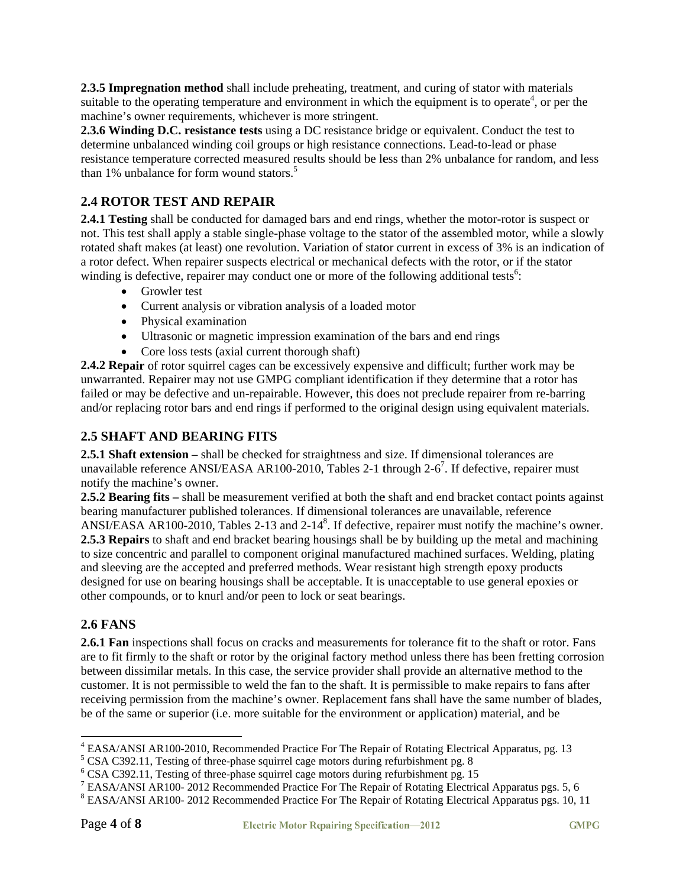**2.3.5 Impregnation method** shall include preheating, treatment, and curing of stator with materials suitable to the operating temperature and environment in which the equipment is to operate[4], or per the machine's owner requirements, whichever is more stringent.

**2.3.6 Winding D.C. resistance tests** using a DC resistance bridge or equivalent. Conduct the test to determine unbalanced winding coil groups or high resistance connections. Lead-to-lead or phase resistance temperature corrected measured results should be less than 2% unbalance for random, and less than 1% unbalance for form wound stators.[5]

## 2.4 ROTOR TEST AND REPAIR

**2.4.1 Testing** shall be conducted for damaged bars and end rings, whether the motor-rotor is suspect or not. This test shall apply a stable single-phase voltage to the stator of the assembled motor, while a slowly rotated shaft makes (at least) one revolution. Variation of stator current in excess of 3% is an indication of a rotor defect. When repairer suspects electrical or mechanical defects with the rotor, or if the stator winding is defective, repairer may conduct one or more of the following additional tests[6]:

- Growler test
- Current analysis or vibration analysis of a loaded motor
- Physical examination
- Ultrasonic or magnetic impression examination of the bars and end rings
- Core loss tests (axial current thorough shaft)

**2.4.2 Repair** of rotor squirrel cages can be excessively expensive and difficult; further work may be unwarranted. Repairer may not use GMPG compliant identification if they determine that a rotor has failed or may be defective and un-repairable. However, this does not preclude repairer from re-barring and/or replacing rotor bars and end rings if performed to the original design using equivalent materials.

## 2.5 SHAFT AND BEARING FITS

**2.5.1 Shaft extension –** shall be checked for straightness and size. If dimensional tolerances are unavailable reference ANSI/EASA AR100-2010, Tables 2-1 through 2-6[7]. If defective, repairer must notify the machine's owner.

**2.5.2 Bearing fits –** shall be measurement verified at both the shaft and end bracket contact points against bearing manufacturer published tolerances. If dimensional tolerances are unavailable, reference ANSI/EASA AR100-2010, Tables 2-13 and 2-14[8]. If defective, repairer must notify the machine's owner.

**2.5.3 Repairs** to shaft and end bracket bearing housings shall be by building up the metal and machining to size concentric and parallel to component original manufactured machined surfaces. Welding, plating and sleeving are the accepted and preferred methods. Wear resistant high strength epoxy products designed for use on bearing housings shall be acceptable. It is unacceptable to use general epoxies or other compounds, or to knurl and/or peen to lock or seat bearings.

## 2.6 FANS

**2.6.1 Fan** inspections shall focus on cracks and measurements for tolerance fit to the shaft or rotor. Fans are to fit firmly to the shaft or rotor by the original factory method unless there has been fretting corrosion between dissimilar metals. In this case, the service provider shall provide an alternative method to the customer. It is not permissible to weld the fan to the shaft. It is permissible to make repairs to fans after receiving permission from the machine's owner. Replacement fans shall have the same number of blades, be of the same or superior (i.e. more suitable for the environment or application) material, and be

---

[4] EASA/ANSI AR100-2010, Recommended Practice For The Repair of Rotating Electrical Apparatus, pg. 13
[5] CSA C392.11, Testing of three-phase squirrel cage motors during refurbishment pg. 8
[6] CSA C392.11, Testing of three-phase squirrel cage motors during refurbishment pg. 15
[7] EASA/ANSI AR100- 2012 Recommended Practice For The Repair of Rotating Electrical Apparatus pgs. 5, 6
[8] EASA/ANSI AR100- 2012 Recommended Practice For The Repair of Rotating Electrical Apparatus pgs. 10, 11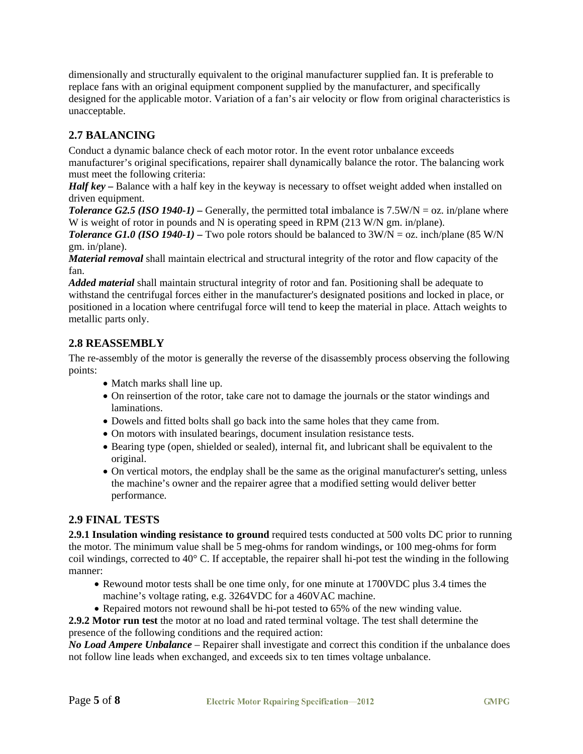dimensionally and structurally equivalent to the original manufacturer supplied fan. It is preferable to replace fans with an original equipment component supplied by the manufacturer, and specifically designed for the applicable motor. Variation of a fan's air velocity or flow from original characteristics is unacceptable.

## 2.7 BALANCING

Conduct a dynamic balance check of each motor rotor. In the event rotor unbalance exceeds manufacturer's original specifications, repairer shall dynamically balance the rotor. The balancing work must meet the following criteria:

***Half key*** **–** Balance with a half key in the keyway is necessary to offset weight added when installed on driven equipment.

***Tolerance G2.5 (ISO 1940-1)*** **–** Generally, the permitted total imbalance is 7.5W/N = oz. in/plane where W is weight of rotor in pounds and N is operating speed in RPM (213 W/N gm. in/plane).

***Tolerance G1.0 (ISO 1940-1)*** **–** Two pole rotors should be balanced to 3W/N = oz. inch/plane (85 W/N gm. in/plane).

***Material removal*** shall maintain electrical and structural integrity of the rotor and flow capacity of the fan.

***Added material*** shall maintain structural integrity of rotor and fan. Positioning shall be adequate to withstand the centrifugal forces either in the manufacturer's designated positions and locked in place, or positioned in a location where centrifugal force will tend to keep the material in place. Attach weights to metallic parts only.

## 2.8 REASSEMBLY

The re-assembly of the motor is generally the reverse of the disassembly process observing the following points:

- Match marks shall line up.
- On reinsertion of the rotor, take care not to damage the journals or the stator windings and laminations.
- Dowels and fitted bolts shall go back into the same holes that they came from.
- On motors with insulated bearings, document insulation resistance tests.
- Bearing type (open, shielded or sealed), internal fit, and lubricant shall be equivalent to the original.
- On vertical motors, the endplay shall be the same as the original manufacturer's setting, unless the machine's owner and the repairer agree that a modified setting would deliver better performance.

## 2.9 FINAL TESTS

**2.9.1 Insulation winding resistance to ground** required tests conducted at 500 volts DC prior to running the motor. The minimum value shall be 5 meg-ohms for random windings, or 100 meg-ohms for form coil windings, corrected to 40° C. If acceptable, the repairer shall hi-pot test the winding in the following manner:

- Rewound motor tests shall be one time only, for one minute at 1700VDC plus 3.4 times the machine's voltage rating, e.g. 3264VDC for a 460VAC machine.
- Repaired motors not rewound shall be hi-pot tested to 65% of the new winding value.

**2.9.2 Motor run test** the motor at no load and rated terminal voltage. The test shall determine the presence of the following conditions and the required action:

***No Load Ampere Unbalance*** – Repairer shall investigate and correct this condition if the unbalance does not follow line leads when exchanged, and exceeds six to ten times voltage unbalance.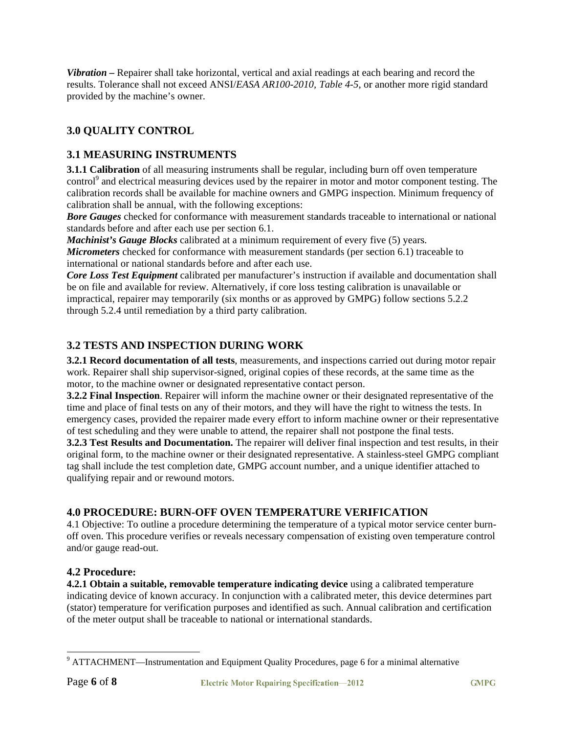***Vibration*** **–** Repairer shall take horizontal, vertical and axial readings at each bearing and record the results. Tolerance shall not exceed ANSI/*EASA AR100-2010, Table 4-5*, or another more rigid standard provided by the machine's owner.

## 3.0 QUALITY CONTROL

### 3.1 MEASURING INSTRUMENTS

**3.1.1 Calibration** of all measuring instruments shall be regular, including burn off oven temperature control[9] and electrical measuring devices used by the repairer in motor and motor component testing. The calibration records shall be available for machine owners and GMPG inspection. Minimum frequency of calibration shall be annual, with the following exceptions:

***Bore Gauges*** checked for conformance with measurement standards traceable to international or national standards before and after each use per section 6.1.

***Machinist's Gauge Blocks*** calibrated at a minimum requirement of every five (5) years.

***Micrometers*** checked for conformance with measurement standards (per section 6.1) traceable to international or national standards before and after each use.

***Core Loss Test Equipment*** calibrated per manufacturer's instruction if available and documentation shall be on file and available for review. Alternatively, if core loss testing calibration is unavailable or impractical, repairer may temporarily (six months or as approved by GMPG) follow sections 5.2.2 through 5.2.4 until remediation by a third party calibration.

### 3.2 TESTS AND INSPECTION DURING WORK

**3.2.1 Record documentation of all tests**, measurements, and inspections carried out during motor repair work. Repairer shall ship supervisor-signed, original copies of these records, at the same time as the motor, to the machine owner or designated representative contact person.

**3.2.2 Final Inspection**. Repairer will inform the machine owner or their designated representative of the time and place of final tests on any of their motors, and they will have the right to witness the tests. In emergency cases, provided the repairer made every effort to inform machine owner or their representative of test scheduling and they were unable to attend, the repairer shall not postpone the final tests.

**3.2.3 Test Results and Documentation.** The repairer will deliver final inspection and test results, in their original form, to the machine owner or their designated representative. A stainless-steel GMPG compliant tag shall include the test completion date, GMPG account number, and a unique identifier attached to qualifying repair and or rewound motors.

## 4.0 PROCEDURE: BURN-OFF OVEN TEMPERATURE VERIFICATION

4.1 Objective: To outline a procedure determining the temperature of a typical motor service center burn-off oven. This procedure verifies or reveals necessary compensation of existing oven temperature control and/or gauge read-out.

### 4.2 Procedure:

**4.2.1 Obtain a suitable, removable temperature indicating device** using a calibrated temperature indicating device of known accuracy. In conjunction with a calibrated meter, this device determines part (stator) temperature for verification purposes and identified as such. Annual calibration and certification of the meter output shall be traceable to national or international standards.

---

[9] ATTACHMENT—Instrumentation and Equipment Quality Procedures, page 6 for a minimal alternative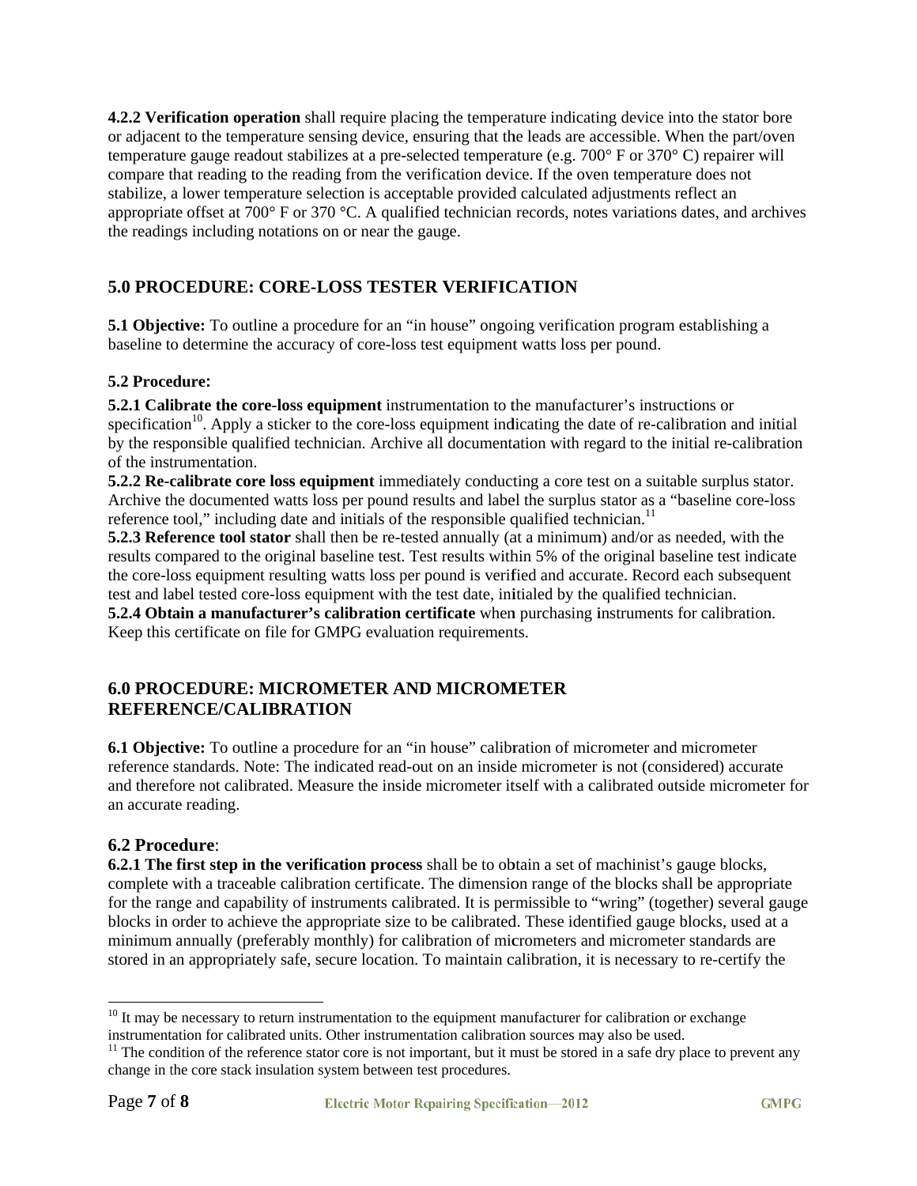**4.2.2 Verification operation** shall require placing the temperature indicating device into the stator bore or adjacent to the temperature sensing device, ensuring that the leads are accessible. When the part/oven temperature gauge readout stabilizes at a pre-selected temperature (e.g. 700° F or 370° C) repairer will compare that reading to the reading from the verification device. If the oven temperature does not stabilize, a lower temperature selection is acceptable provided calculated adjustments reflect an appropriate offset at 700° F or 370 °C. A qualified technician records, notes variations dates, and archives the readings including notations on or near the gauge.

## 5.0 PROCEDURE: CORE-LOSS TESTER VERIFICATION

**5.1 Objective:** To outline a procedure for an "in house" ongoing verification program establishing a baseline to determine the accuracy of core-loss test equipment watts loss per pound.

**5.2 Procedure:**

**5.2.1 Calibrate the core-loss equipment** instrumentation to the manufacturer's instructions or specification[10]. Apply a sticker to the core-loss equipment indicating the date of re-calibration and initial by the responsible qualified technician. Archive all documentation with regard to the initial re-calibration of the instrumentation.

**5.2.2 Re-calibrate core loss equipment** immediately conducting a core test on a suitable surplus stator. Archive the documented watts loss per pound results and label the surplus stator as a "baseline core-loss reference tool," including date and initials of the responsible qualified technician.[11]

**5.2.3 Reference tool stator** shall then be re-tested annually (at a minimum) and/or as needed, with the results compared to the original baseline test. Test results within 5% of the original baseline test indicate the core-loss equipment resulting watts loss per pound is verified and accurate. Record each subsequent test and label tested core-loss equipment with the test date, initialed by the qualified technician.

**5.2.4 Obtain a manufacturer's calibration certificate** when purchasing instruments for calibration. Keep this certificate on file for GMPG evaluation requirements.

## 6.0 PROCEDURE: MICROMETER AND MICROMETER REFERENCE/CALIBRATION

**6.1 Objective:** To outline a procedure for an "in house" calibration of micrometer and micrometer reference standards. Note: The indicated read-out on an inside micrometer is not (considered) accurate and therefore not calibrated. Measure the inside micrometer itself with a calibrated outside micrometer for an accurate reading.

### 6.2 Procedure:

**6.2.1 The first step in the verification process** shall be to obtain a set of machinist's gauge blocks, complete with a traceable calibration certificate. The dimension range of the blocks shall be appropriate for the range and capability of instruments calibrated. It is permissible to "wring" (together) several gauge blocks in order to achieve the appropriate size to be calibrated. These identified gauge blocks, used at a minimum annually (preferably monthly) for calibration of micrometers and micrometer standards are stored in an appropriately safe, secure location. To maintain calibration, it is necessary to re-certify the

---

[10] It may be necessary to return instrumentation to the equipment manufacturer for calibration or exchange instrumentation for calibrated units. Other instrumentation calibration sources may also be used.

[11] The condition of the reference stator core is not important, but it must be stored in a safe dry place to prevent any change in the core stack insulation system between test procedures.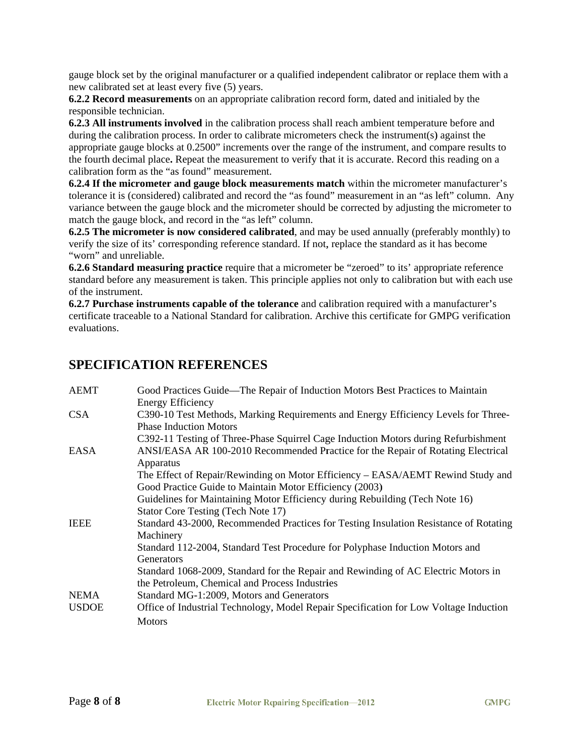gauge block set by the original manufacturer or a qualified independent calibrator or replace them with a new calibrated set at least every five (5) years.

**6.2.2 Record measurements** on an appropriate calibration record form, dated and initialed by the responsible technician.

**6.2.3 All instruments involved** in the calibration process shall reach ambient temperature before and during the calibration process. In order to calibrate micrometers check the instrument(s) against the appropriate gauge blocks at 0.2500" increments over the range of the instrument, and compare results to the fourth decimal place. Repeat the measurement to verify that it is accurate. Record this reading on a calibration form as the "as found" measurement.

**6.2.4 If the micrometer and gauge block measurements match** within the micrometer manufacturer's tolerance it is (considered) calibrated and record the "as found" measurement in an "as left" column. Any variance between the gauge block and the micrometer should be corrected by adjusting the micrometer to match the gauge block, and record in the "as left" column.

**6.2.5 The micrometer is now considered calibrated**, and may be used annually (preferably monthly) to verify the size of its' corresponding reference standard. If not, replace the standard as it has become "worn" and unreliable.

**6.2.6 Standard measuring practice** require that a micrometer be "zeroed" to its' appropriate reference standard before any measurement is taken. This principle applies not only to calibration but with each use of the instrument.

**6.2.7 Purchase instruments capable of the tolerance** and calibration required with a manufacturer's certificate traceable to a National Standard for calibration. Archive this certificate for GMPG verification evaluations.

## SPECIFICATION REFERENCES

| | |
|---|---|
| AEMT | Good Practices Guide—The Repair of Induction Motors Best Practices to Maintain Energy Efficiency |
| CSA | C390-10 Test Methods, Marking Requirements and Energy Efficiency Levels for Three-Phase Induction Motors |
| | C392-11 Testing of Three-Phase Squirrel Cage Induction Motors during Refurbishment |
| EASA | ANSI/EASA AR 100-2010 Recommended Practice for the Repair of Rotating Electrical Apparatus |
| | The Effect of Repair/Rewinding on Motor Efficiency – EASA/AEMT Rewind Study and Good Practice Guide to Maintain Motor Efficiency (2003) |
| | Guidelines for Maintaining Motor Efficiency during Rebuilding (Tech Note 16) |
| | Stator Core Testing (Tech Note 17) |
| IEEE | Standard 43-2000, Recommended Practices for Testing Insulation Resistance of Rotating Machinery |
| | Standard 112-2004, Standard Test Procedure for Polyphase Induction Motors and Generators |
| | Standard 1068-2009, Standard for the Repair and Rewinding of AC Electric Motors in the Petroleum, Chemical and Process Industries |
| NEMA | Standard MG-1:2009, Motors and Generators |
| USDOE | Office of Industrial Technology, Model Repair Specification for Low Voltage Induction Motors |